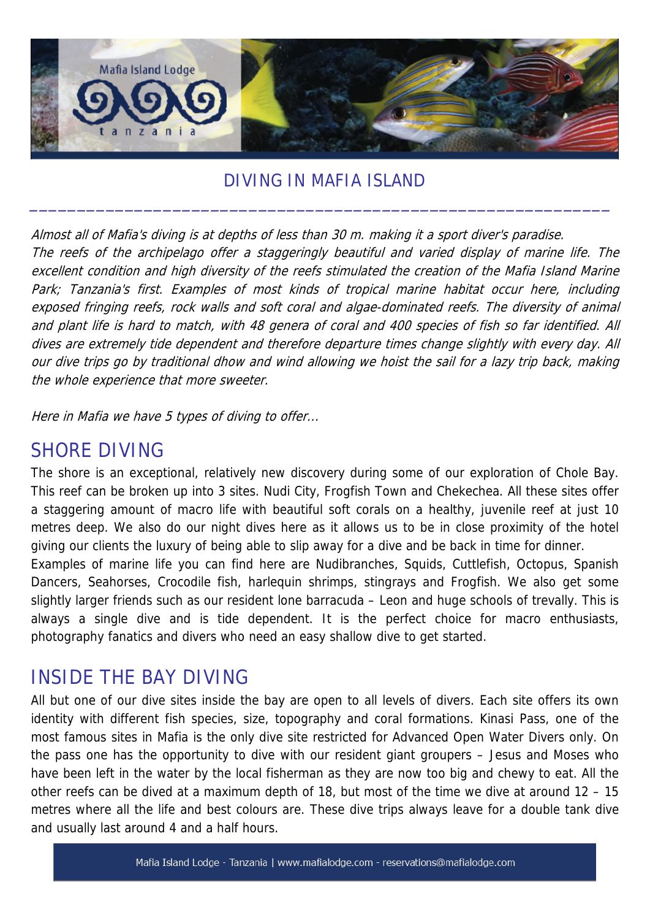# DIVING IN MAFIA ISLAND

*Almost all of Mafia's diving is at depths of less than 30 m. making it a sport diver's paradise. The reefs of the archipelago offer a staggeringly beautiful and varied display of marine life. The excellent condition and high diversity of the reefs stimulated the creation of the Mafia Island Marine Park; Tanzania's first. Examples of most kinds of tropical marine habitat occur here, including exposed fringing reefs, rock walls and soft coral and algae-dominated reefs. The diversity of animal and plant life is hard to match, with 48 genera of coral and 400 species of fish so far identified. All dives are extremely tide dependent and therefore departure times change slightly with every day. All our dive trips go by traditional dhow and wind allowing we hoist the sail for a lazy trip back, making the whole experience that more sweeter.*

*Here in Mafia we have 5 types of diving to offer...*

## SHORE DIVING

The shore is an exceptional, relatively new discovery during some of our exploration of Chole Bay. This reef can be broken up into 3 sites. Nudi City, Frogfish Town and Chekechea. All these sites offer a staggering amount of macro life with beautiful soft corals on a healthy, juvenile reef at just 10 metres deep. We also do our night dives here as it allows us to be in close proximity of the hotel giving our clients the luxury of being able to slip away for a dive and be back in time for dinner.
Examples of marine life you can find here are Nudibranches, Squids, Cuttlefish, Octopus, Spanish Dancers, Seahorses, Crocodile fish, harlequin shrimps, stingrays and Frogfish. We also get some slightly larger friends such as our resident lone barracuda – Leon and huge schools of trevally. This is always a single dive and is tide dependent. It is the perfect choice for macro enthusiasts, photography fanatics and divers who need an easy shallow dive to get started.

## INSIDE THE BAY DIVING

All but one of our dive sites inside the bay are open to all levels of divers. Each site offers its own identity with different fish species, size, topography and coral formations. Kinasi Pass, one of the most famous sites in Mafia is the only dive site restricted for Advanced Open Water Divers only. On the pass one has the opportunity to dive with our resident giant groupers – Jesus and Moses who have been left in the water by the local fisherman as they are now too big and chewy to eat. All the other reefs can be dived at a maximum depth of 18, but most of the time we dive at around 12 – 15 metres where all the life and best colours are. These dive trips always leave for a double tank dive and usually last around 4 and a half hours.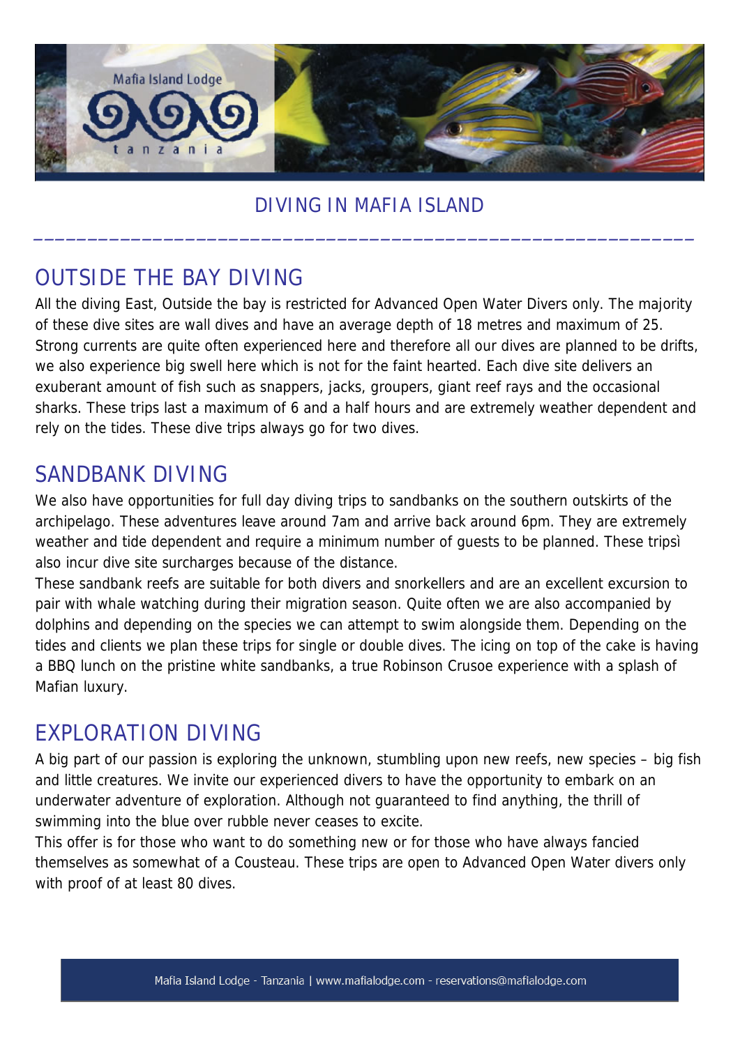## DIVING IN MAFIA ISLAND

---

## OUTSIDE THE BAY DIVING

All the diving East, Outside the bay is restricted for Advanced Open Water Divers only. The majority of these dive sites are wall dives and have an average depth of 18 metres and maximum of 25. Strong currents are quite often experienced here and therefore all our dives are planned to be drifts, we also experience big swell here which is not for the faint hearted. Each dive site delivers an exuberant amount of fish such as snappers, jacks, groupers, giant reef rays and the occasional sharks. These trips last a maximum of 6 and a half hours and are extremely weather dependent and rely on the tides. These dive trips always go for two dives.

## SANDBANK DIVING

We also have opportunities for full day diving trips to sandbanks on the southern outskirts of the archipelago. These adventures leave around 7am and arrive back around 6pm. They are extremely weather and tide dependent and require a minimum number of guests to be planned. These tripsì also incur dive site surcharges because of the distance.

These sandbank reefs are suitable for both divers and snorkellers and are an excellent excursion to pair with whale watching during their migration season. Quite often we are also accompanied by dolphins and depending on the species we can attempt to swim alongside them. Depending on the tides and clients we plan these trips for single or double dives. The icing on top of the cake is having a BBQ lunch on the pristine white sandbanks, a true Robinson Crusoe experience with a splash of Mafian luxury.

## EXPLORATION DIVING

A big part of our passion is exploring the unknown, stumbling upon new reefs, new species – big fish and little creatures. We invite our experienced divers to have the opportunity to embark on an underwater adventure of exploration. Although not guaranteed to find anything, the thrill of swimming into the blue over rubble never ceases to excite.

This offer is for those who want to do something new or for those who have always fancied themselves as somewhat of a Cousteau. These trips are open to Advanced Open Water divers only with proof of at least 80 dives.